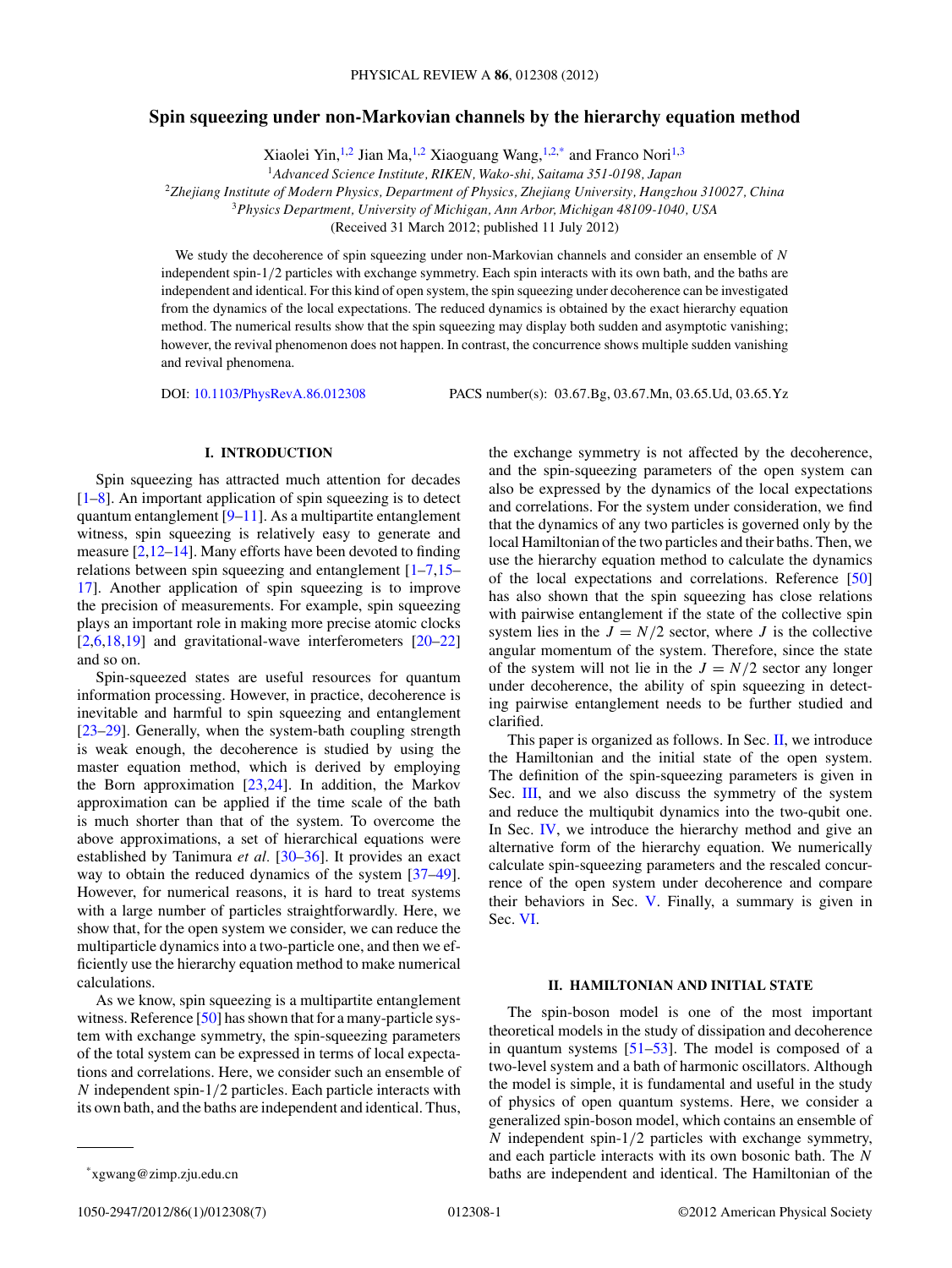# Spin squeezing under non-Markovian channels by the hierarchy equation method

Xiaolei Yin,[1,2] Jian Ma,[1,2] Xiaoguang Wang,[1,2,*] and Franco Nori[1,3]

[1]*Advanced Science Institute, RIKEN, Wako-shi, Saitama 351-0198, Japan*

[2]*Zhejiang Institute of Modern Physics, Department of Physics, Zhejiang University, Hangzhou 310027, China*

[3]*Physics Department, University of Michigan, Ann Arbor, Michigan 48109-1040, USA*

(Received 31 March 2012; published 11 July 2012)

We study the decoherence of spin squeezing under non-Markovian channels and consider an ensemble of $N$ independent spin-1/2 particles with exchange symmetry. Each spin interacts with its own bath, and the baths are independent and identical. For this kind of open system, the spin squeezing under decoherence can be investigated from the dynamics of the local expectations. The reduced dynamics is obtained by the exact hierarchy equation method. The numerical results show that the spin squeezing may display both sudden and asymptotic vanishing; however, the revival phenomenon does not happen. In contrast, the concurrence shows multiple sudden vanishing and revival phenomena.

DOI: 10.1103/PhysRevA.86.012308 PACS number(s): 03.67.Bg, 03.67.Mn, 03.65.Ud, 03.65.Yz

## I. INTRODUCTION

Spin squeezing has attracted much attention for decades [1–8]. An important application of spin squeezing is to detect quantum entanglement [9–11]. As a multipartite entanglement witness, spin squeezing is relatively easy to generate and measure [2,12–14]. Many efforts have been devoted to finding relations between spin squeezing and entanglement [1–7,15–17]. Another application of spin squeezing is to improve the precision of measurements. For example, spin squeezing plays an important role in making more precise atomic clocks [2,6,18,19] and gravitational-wave interferometers [20–22] and so on.

Spin-squeezed states are useful resources for quantum information processing. However, in practice, decoherence is inevitable and harmful to spin squeezing and entanglement [23–29]. Generally, when the system-bath coupling strength is weak enough, the decoherence is studied by using the master equation method, which is derived by employing the Born approximation [23,24]. In addition, the Markov approximation can be applied if the time scale of the bath is much shorter than that of the system. To overcome the above approximations, a set of hierarchical equations were established by Tanimura *et al.* [30–36]. It provides an exact way to obtain the reduced dynamics of the system [37–49]. However, for numerical reasons, it is hard to treat systems with a large number of particles straightforwardly. Here, we show that, for the open system we consider, we can reduce the multiparticle dynamics into a two-particle one, and then we efficiently use the hierarchy equation method to make numerical calculations.

As we know, spin squeezing is a multipartite entanglement witness. Reference [50] has shown that for a many-particle system with exchange symmetry, the spin-squeezing parameters of the total system can be expressed in terms of local expectations and correlations. Here, we consider such an ensemble of $N$ independent spin-1/2 particles. Each particle interacts with its own bath, and the baths are independent and identical. Thus, the exchange symmetry is not affected by the decoherence, and the spin-squeezing parameters of the open system can also be expressed by the dynamics of the local expectations and correlations. For the system under consideration, we find that the dynamics of any two particles is governed only by the local Hamiltonian of the two particles and their baths. Then, we use the hierarchy equation method to calculate the dynamics of the local expectations and correlations. Reference [50] has also shown that the spin squeezing has close relations with pairwise entanglement if the state of the collective spin system lies in the $J = N/2$ sector, where $J$ is the collective angular momentum of the system. Therefore, since the state of the system will not lie in the $J = N/2$ sector any longer under decoherence, the ability of spin squeezing in detecting pairwise entanglement needs to be further studied and clarified.

This paper is organized as follows. In Sec. II, we introduce the Hamiltonian and the initial state of the open system. The definition of the spin-squeezing parameters is given in Sec. III, and we also discuss the symmetry of the system and reduce the multiqubit dynamics into the two-qubit one. In Sec. IV, we introduce the hierarchy method and give an alternative form of the hierarchy equation. We numerically calculate spin-squeezing parameters and the rescaled concurrence of the open system under decoherence and compare their behaviors in Sec. V. Finally, a summary is given in Sec. VI.

## II. HAMILTONIAN AND INITIAL STATE

The spin-boson model is one of the most important theoretical models in the study of dissipation and decoherence in quantum systems [51–53]. The model is composed of a two-level system and a bath of harmonic oscillators. Although the model is simple, it is fundamental and useful in the study of physics of open quantum systems. Here, we consider a generalized spin-boson model, which contains an ensemble of $N$ independent spin-1/2 particles with exchange symmetry, and each particle interacts with its own bosonic bath. The $N$ baths are independent and identical. The Hamiltonian of the

*xgwang@zimp.zju.edu.cn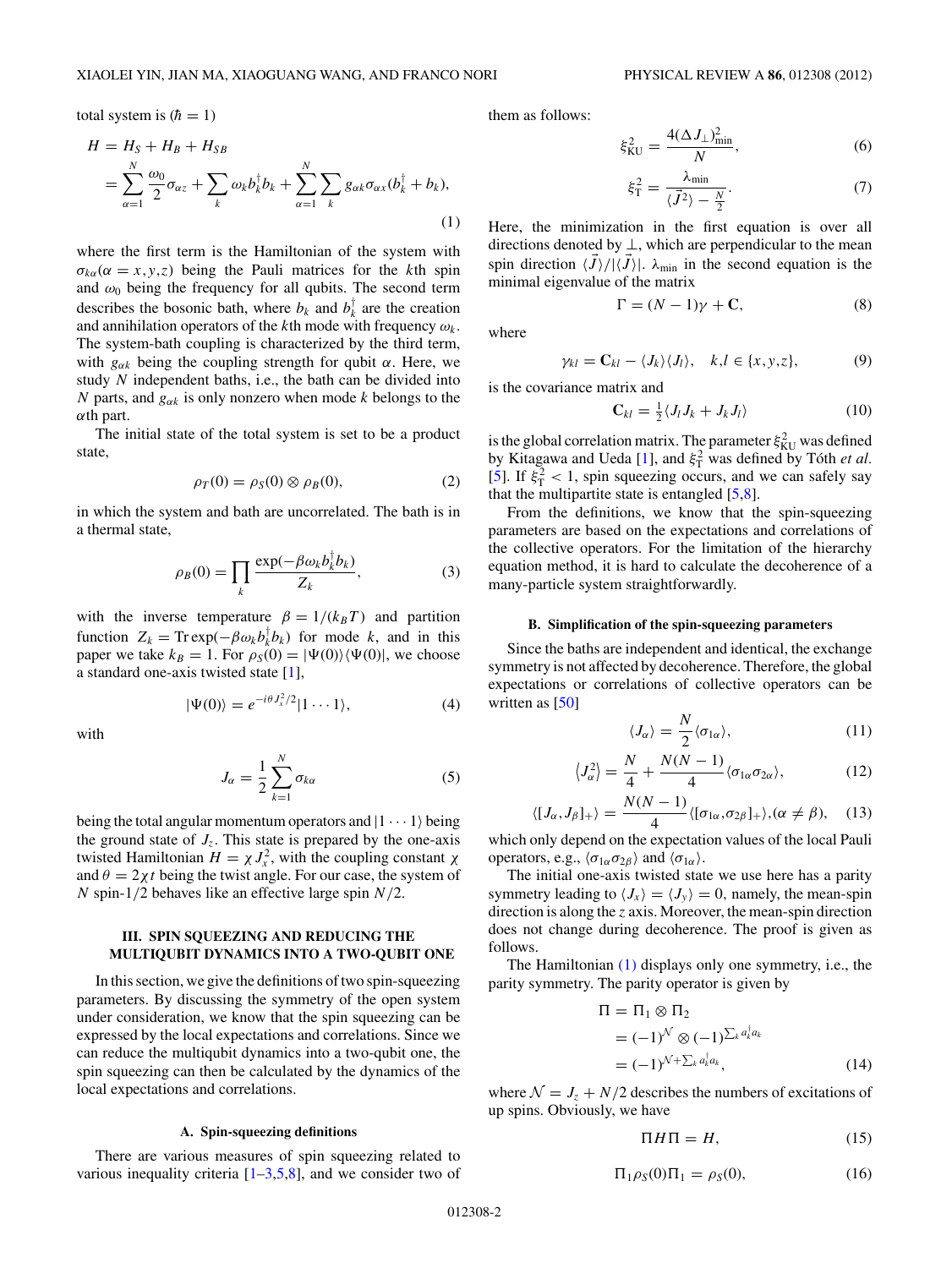total system is ($\hbar = 1$)

$$
\begin{aligned}
H &= H_S + H_B + H_{SB} \\
&= \sum_{\alpha=1}^{N} \frac{\omega_0}{2}\sigma_{\alpha z} + \sum_k \omega_k b_k^\dagger b_k + \sum_{\alpha=1}^{N}\sum_k g_{\alpha k}\sigma_{\alpha x}(b_k^\dagger + b_k),
\end{aligned} \tag{1}
$$

where the first term is the Hamiltonian of the system with $\sigma_{k\alpha}(\alpha = x,y,z)$ being the Pauli matrices for the $k$th spin and $\omega_0$ being the frequency for all qubits. The second term describes the bosonic bath, where $b_k$ and $b_k^\dagger$ are the creation and annihilation operators of the $k$th mode with frequency $\omega_k$. The system-bath coupling is characterized by the third term, with $g_{\alpha k}$ being the coupling strength for qubit $\alpha$. Here, we study $N$ independent baths, i.e., the bath can be divided into $N$ parts, and $g_{\alpha k}$ is only nonzero when mode $k$ belongs to the $\alpha$th part.

The initial state of the total system is set to be a product state,

$$
\rho_T(0) = \rho_S(0) \otimes \rho_B(0), \tag{2}
$$

in which the system and bath are uncorrelated. The bath is in a thermal state,

$$
\rho_B(0) = \prod_k \frac{\exp(-\beta\omega_k b_k^\dagger b_k)}{Z_k}, \tag{3}
$$

with the inverse temperature $\beta = 1/(k_B T)$ and partition function $Z_k = \mathrm{Tr}\exp(-\beta\omega_k b_k^\dagger b_k)$ for mode $k$, and in this paper we take $k_B = 1$. For $\rho_S(0) = |\Psi(0)\rangle\langle\Psi(0)|$, we choose a standard one-axis twisted state [1],

$$
|\Psi(0)\rangle = e^{-i\theta J_x^2/2}|1\cdots 1\rangle, \tag{4}
$$

with

$$
J_\alpha = \frac{1}{2}\sum_{k=1}^{N}\sigma_{k\alpha} \tag{5}
$$

being the total angular momentum operators and $|1\cdots 1\rangle$ being the ground state of $J_z$. This state is prepared by the one-axis twisted Hamiltonian $H = \chi J_x^2$, with the coupling constant $\chi$ and $\theta = 2\chi t$ being the twist angle. For our case, the system of $N$ spin-1/2 behaves like an effective large spin $N/2$.

## III. SPIN SQUEEZING AND REDUCING THE MULTIQUBIT DYNAMICS INTO A TWO-QUBIT ONE

In this section, we give the definitions of two spin-squeezing parameters. By discussing the symmetry of the open system under consideration, we know that the spin squeezing can be expressed by the local expectations and correlations. Since we can reduce the multiqubit dynamics into a two-qubit one, the spin squeezing can then be calculated by the dynamics of the local expectations and correlations.

### A. Spin-squeezing definitions

There are various measures of spin squeezing related to various inequality criteria [1–3,5,8], and we consider two of them as follows:

$$
\xi_{\mathrm{KU}}^2 = \frac{4(\Delta J_\perp)^2_{\min}}{N}, \tag{6}
$$

$$
\xi_{\mathrm{T}}^2 = \frac{\lambda_{\min}}{\langle \vec{J}^2\rangle - \frac{N}{2}}. \tag{7}
$$

Here, the minimization in the first equation is over all directions denoted by $\perp$, which are perpendicular to the mean spin direction $\langle\vec{J}\rangle/|\langle\vec{J}\rangle|$. $\lambda_{\min}$ in the second equation is the minimal eigenvalue of the matrix

$$
\Gamma = (N-1)\gamma + \mathbf{C}, \tag{8}
$$

where

$$
\gamma_{kl} = \mathbf{C}_{kl} - \langle J_k\rangle\langle J_l\rangle, \quad k,l \in \{x,y,z\}, \tag{9}
$$

is the covariance matrix and

$$
\mathbf{C}_{kl} = \tfrac{1}{2}\langle J_l J_k + J_k J_l\rangle \tag{10}
$$

is the global correlation matrix. The parameter $\xi_{\mathrm{KU}}^2$ was defined by Kitagawa and Ueda [1], and $\xi_{\mathrm{T}}^2$ was defined by Tóth *et al.* [5]. If $\xi_{\mathrm{T}}^2 < 1$, spin squeezing occurs, and we can safely say that the multipartite state is entangled [5,8].

From the definitions, we know that the spin-squeezing parameters are based on the expectations and correlations of the collective operators. For the limitation of the hierarchy equation method, it is hard to calculate the decoherence of a many-particle system straightforwardly.

### B. Simplification of the spin-squeezing parameters

Since the baths are independent and identical, the exchange symmetry is not affected by decoherence. Therefore, the global expectations or correlations of collective operators can be written as [50]

$$
\langle J_\alpha\rangle = \frac{N}{2}\langle\sigma_{1\alpha}\rangle, \tag{11}
$$

$$
\langle J_\alpha^2\rangle = \frac{N}{4} + \frac{N(N-1)}{4}\langle\sigma_{1\alpha}\sigma_{2\alpha}\rangle, \tag{12}
$$

$$
\langle [J_\alpha, J_\beta]_+\rangle = \frac{N(N-1)}{4}\langle[\sigma_{1\alpha},\sigma_{2\beta}]_+\rangle, (\alpha \neq \beta), \tag{13}
$$

which only depend on the expectation values of the local Pauli operators, e.g., $\langle\sigma_{1\alpha}\sigma_{2\beta}\rangle$ and $\langle\sigma_{1\alpha}\rangle$.

The initial one-axis twisted state we use here has a parity symmetry leading to $\langle J_x\rangle = \langle J_y\rangle = 0$, namely, the mean-spin direction is along the $z$ axis. Moreover, the mean-spin direction does not change during decoherence. The proof is given as follows.

The Hamiltonian (1) displays only one symmetry, i.e., the parity symmetry. The parity operator is given by

$$
\begin{aligned}
\Pi &= \Pi_1 \otimes \Pi_2 \\
&= (-1)^{\mathcal{N}} \otimes (-1)^{\sum_k a_k^\dagger a_k} \\
&= (-1)^{\mathcal{N}+\sum_k a_k^\dagger a_k},
\end{aligned} \tag{14}
$$

where $\mathcal{N} = J_z + N/2$ describes the numbers of excitations of up spins. Obviously, we have

$$
\Pi H \Pi = H, \tag{15}
$$

$$
\Pi_1 \rho_S(0)\Pi_1 = \rho_S(0), \tag{16}
$$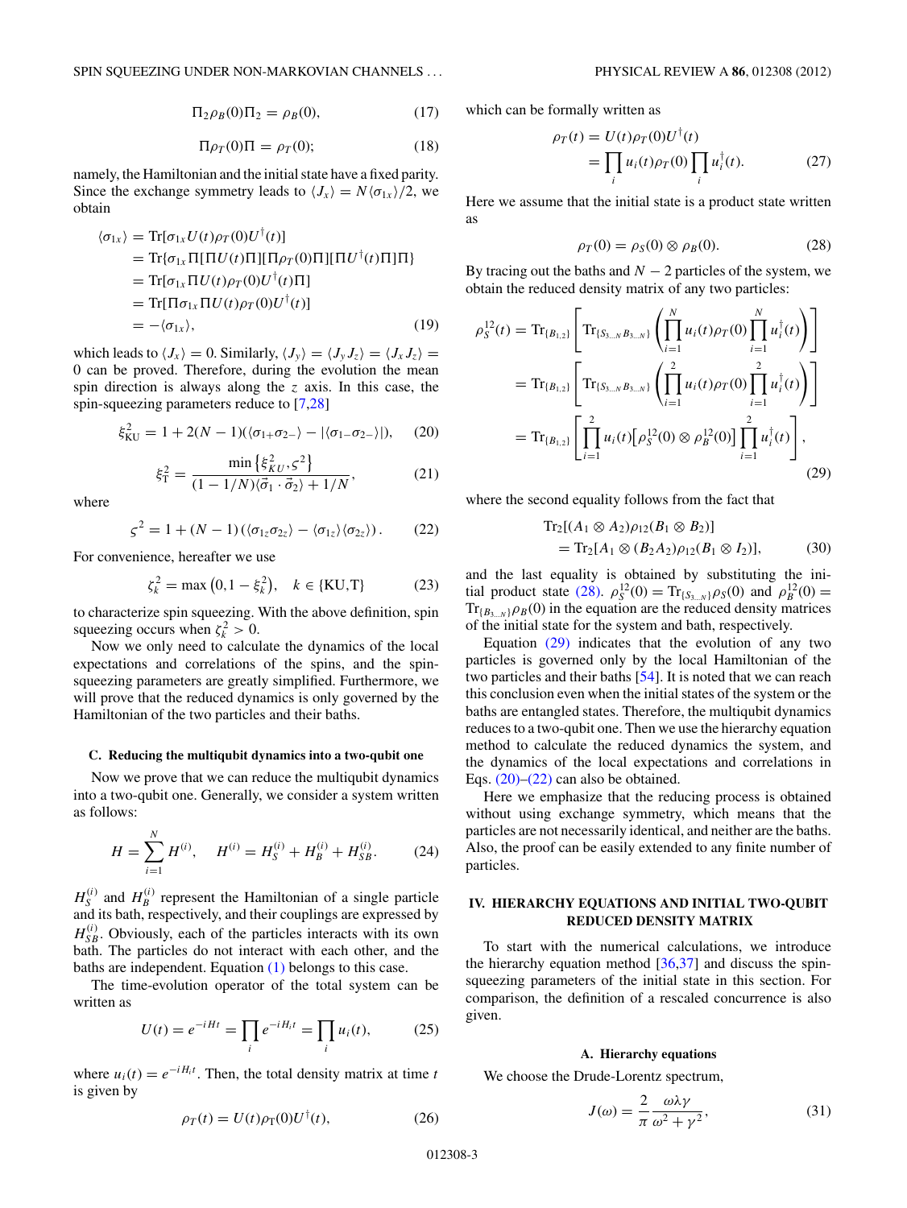$$\Pi_2 \rho_B(0) \Pi_2 = \rho_B(0), \tag{17}$$

$$\Pi \rho_T(0) \Pi = \rho_T(0); \tag{18}$$

namely, the Hamiltonian and the initial state have a fixed parity. Since the exchange symmetry leads to $\langle J_x \rangle = N \langle \sigma_{1x} \rangle / 2$, we obtain

$$\begin{aligned}
\langle \sigma_{1x} \rangle &= \mathrm{Tr}[\sigma_{1x} U(t) \rho_T(0) U^\dagger(t)] \\
&= \mathrm{Tr}\{\sigma_{1x} \Pi [\Pi U(t) \Pi][\Pi \rho_T(0) \Pi][\Pi U^\dagger(t) \Pi] \Pi\} \\
&= \mathrm{Tr}[\sigma_{1x} \Pi U(t) \rho_T(0) U^\dagger(t) \Pi] \\
&= \mathrm{Tr}[\Pi \sigma_{1x} \Pi U(t) \rho_T(0) U^\dagger(t)] \\
&= -\langle \sigma_{1x} \rangle,
\end{aligned} \tag{19}$$

which leads to $\langle J_x \rangle = 0$. Similarly, $\langle J_y \rangle = \langle J_y J_z \rangle = \langle J_x J_z \rangle = 0$ can be proved. Therefore, during the evolution the mean spin direction is always along the $z$ axis. In this case, the spin-squeezing parameters reduce to [7,28]

$$\xi_{\mathrm{KU}}^2 = 1 + 2(N-1)(\langle \sigma_{1+} \sigma_{2-} \rangle - |\langle \sigma_{1-} \sigma_{2-} \rangle|), \tag{20}$$

$$\xi_{\mathrm{T}}^2 = \frac{\min\{\xi_{KU}^2, \varsigma^2\}}{(1 - 1/N)\langle \vec{\sigma}_1 \cdot \vec{\sigma}_2 \rangle + 1/N}, \tag{21}$$

where

$$\varsigma^2 = 1 + (N-1)\left(\langle \sigma_{1z} \sigma_{2z} \rangle - \langle \sigma_{1z} \rangle \langle \sigma_{2z} \rangle\right). \tag{22}$$

For convenience, hereafter we use

$$\zeta_k^2 = \max\left(0, 1 - \xi_k^2\right), \quad k \in \{\mathrm{KU}, \mathrm{T}\} \tag{23}$$

to characterize spin squeezing. With the above definition, spin squeezing occurs when $\zeta_k^2 > 0$.

Now we only need to calculate the dynamics of the local expectations and correlations of the spins, and the spin-squeezing parameters are greatly simplified. Furthermore, we will prove that the reduced dynamics is only governed by the Hamiltonian of the two particles and their baths.

### C. Reducing the multiqubit dynamics into a two-qubit one

Now we prove that we can reduce the multiqubit dynamics into a two-qubit one. Generally, we consider a system written as follows:

$$H = \sum_{i=1}^{N} H^{(i)}, \quad H^{(i)} = H_S^{(i)} + H_B^{(i)} + H_{SB}^{(i)}. \tag{24}$$

$H_S^{(i)}$ and $H_B^{(i)}$ represent the Hamiltonian of a single particle and its bath, respectively, and their couplings are expressed by $H_{SB}^{(i)}$. Obviously, each of the particles interacts with its own bath. The particles do not interact with each other, and the baths are independent. Equation (1) belongs to this case.

The time-evolution operator of the total system can be written as

$$U(t) = e^{-iHt} = \prod_i e^{-iH_i t} = \prod_i u_i(t), \tag{25}$$

where $u_i(t) = e^{-iH_i t}$. Then, the total density matrix at time $t$ is given by

$$\rho_T(t) = U(t) \rho_{\mathrm{T}}(0) U^\dagger(t), \tag{26}$$

which can be formally written as

$$\begin{aligned}
\rho_T(t) &= U(t) \rho_T(0) U^\dagger(t) \\
&= \prod_i u_i(t) \rho_T(0) \prod_i u_i^\dagger(t).
\end{aligned} \tag{27}$$

Here we assume that the initial state is a product state written as

$$\rho_T(0) = \rho_S(0) \otimes \rho_B(0). \tag{28}$$

By tracing out the baths and $N-2$ particles of the system, we obtain the reduced density matrix of any two particles:

$$\begin{aligned}
\rho_S^{12}(t) &= \mathrm{Tr}_{\{B_{1,2}\}}\left[\mathrm{Tr}_{\{S_{3\ldots N} B_{3\ldots N}\}}\left(\prod_{i=1}^{N} u_i(t) \rho_T(0) \prod_{i=1}^{N} u_i^\dagger(t)\right)\right] \\
&= \mathrm{Tr}_{\{B_{1,2}\}}\left[\mathrm{Tr}_{\{S_{3\ldots N} B_{3\ldots N}\}}\left(\prod_{i=1}^{2} u_i(t) \rho_T(0) \prod_{i=1}^{2} u_i^\dagger(t)\right)\right] \\
&= \mathrm{Tr}_{\{B_{1,2}\}}\left[\prod_{i=1}^{2} u_i(t)\left[\rho_S^{12}(0) \otimes \rho_B^{12}(0)\right] \prod_{i=1}^{2} u_i^\dagger(t)\right],
\end{aligned} \tag{29}$$

where the second equality follows from the fact that

$$\begin{aligned}
&\mathrm{Tr}_2[(A_1 \otimes A_2) \rho_{12} (B_1 \otimes B_2)] \\
&\quad = \mathrm{Tr}_2[A_1 \otimes (B_2 A_2) \rho_{12} (B_1 \otimes I_2)],
\end{aligned} \tag{30}$$

and the last equality is obtained by substituting the initial product state (28). $\rho_S^{12}(0) = \mathrm{Tr}_{\{S_{3\ldots N}\}} \rho_S(0)$ and $\rho_B^{12}(0) = \mathrm{Tr}_{\{B_{3\ldots N}\}} \rho_B(0)$ in the equation are the reduced density matrices of the initial state for the system and bath, respectively.

Equation (29) indicates that the evolution of any two particles is governed only by the local Hamiltonian of the two particles and their baths [54]. It is noted that we can reach this conclusion even when the initial states of the system or the baths are entangled states. Therefore, the multiqubit dynamics reduces to a two-qubit one. Then we use the hierarchy equation method to calculate the reduced dynamics the system, and the dynamics of the local expectations and correlations in Eqs. (20)–(22) can also be obtained.

Here we emphasize that the reducing process is obtained without using exchange symmetry, which means that the particles are not necessarily identical, and neither are the baths. Also, the proof can be easily extended to any finite number of particles.

## IV. HIERARCHY EQUATIONS AND INITIAL TWO-QUBIT REDUCED DENSITY MATRIX

To start with the numerical calculations, we introduce the hierarchy equation method [36,37] and discuss the spin-squeezing parameters of the initial state in this section. For comparison, the definition of a rescaled concurrence is also given.

### A. Hierarchy equations

We choose the Drude-Lorentz spectrum,

$$J(\omega) = \frac{2}{\pi} \frac{\omega \lambda \gamma}{\omega^2 + \gamma^2}, \tag{31}$$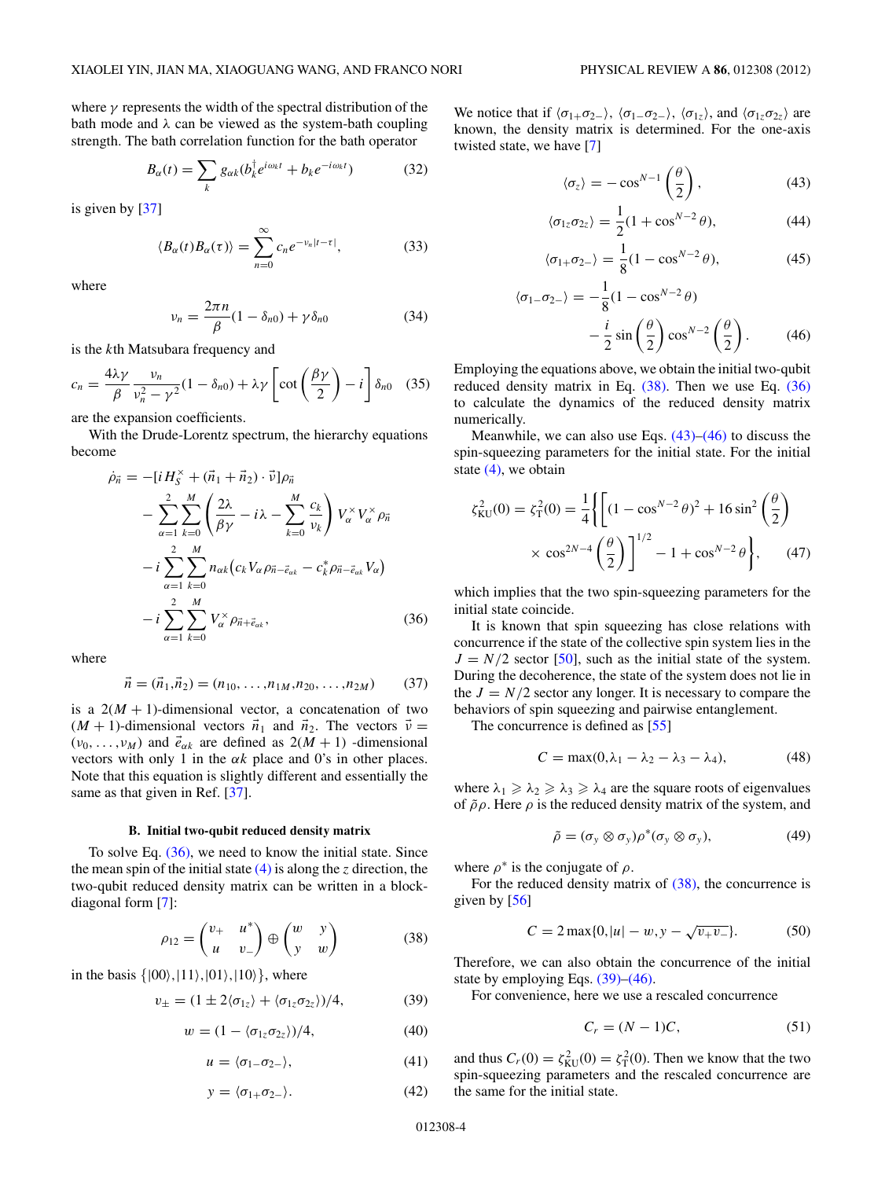where $\gamma$ represents the width of the spectral distribution of the bath mode and $\lambda$ can be viewed as the system-bath coupling strength. The bath correlation function for the bath operator

$$B_\alpha(t) = \sum_k g_{\alpha k}(b_k^\dagger e^{i\omega_k t} + b_k e^{-i\omega_k t}) \tag{32}$$

is given by [37]

$$\langle B_\alpha(t) B_\alpha(\tau)\rangle = \sum_{n=0}^{\infty} c_n e^{-\nu_n |t-\tau|}, \tag{33}$$

where

$$\nu_n = \frac{2\pi n}{\beta}(1-\delta_{n0}) + \gamma\delta_{n0} \tag{34}$$

is the $k$th Matsubara frequency and

$$c_n = \frac{4\lambda\gamma}{\beta}\frac{\nu_n}{\nu_n^2-\gamma^2}(1-\delta_{n0}) + \lambda\gamma\left[\cot\left(\frac{\beta\gamma}{2}\right) - i\right]\delta_{n0} \tag{35}$$

are the expansion coefficients.

With the Drude-Lorentz spectrum, the hierarchy equations become

$$\begin{aligned}
\dot{\rho}_{\vec{n}} = &-[iH_S^\times + (\vec{n}_1 + \vec{n}_2)\cdot\vec{\nu}]\rho_{\vec{n}} \\
&- \sum_{\alpha=1}^{2}\sum_{k=0}^{M}\left(\frac{2\lambda}{\beta\gamma} - i\lambda - \sum_{k=0}^{M}\frac{c_k}{\nu_k}\right)V_\alpha^\times V_\alpha^\times \rho_{\vec{n}} \\
&- i\sum_{\alpha=1}^{2}\sum_{k=0}^{M} n_{\alpha k}\left(c_k V_\alpha \rho_{\vec{n}-\vec{e}_{\alpha k}} - c_k^* \rho_{\vec{n}-\vec{e}_{\alpha k}} V_\alpha\right) \\
&- i\sum_{\alpha=1}^{2}\sum_{k=0}^{M} V_\alpha^\times \rho_{\vec{n}+\vec{e}_{\alpha k}},
\end{aligned} \tag{36}$$

where

$$\vec{n} = (\vec{n}_1,\vec{n}_2) = (n_{10},\ldots,n_{1M},n_{20},\ldots,n_{2M}) \tag{37}$$

is a $2(M+1)$-dimensional vector, a concatenation of two $(M+1)$-dimensional vectors $\vec{n}_1$ and $\vec{n}_2$. The vectors $\vec{\nu} = (\nu_0,\ldots,\nu_M)$ and $\vec{e}_{\alpha k}$ are defined as $2(M+1)$ -dimensional vectors with only 1 in the $\alpha k$ place and 0's in other places. Note that this equation is slightly different and essentially the same as that given in Ref. [37].

### B. Initial two-qubit reduced density matrix

To solve Eq. (36), we need to know the initial state. Since the mean spin of the initial state (4) is along the $z$ direction, the two-qubit reduced density matrix can be written in a block-diagonal form [7]:

$$\rho_{12} = \begin{pmatrix} v_+ & u^* \\ u & v_- \end{pmatrix} \oplus \begin{pmatrix} w & y \\ y & w \end{pmatrix} \tag{38}$$

in the basis $\{|00\rangle,|11\rangle,|01\rangle,|10\rangle\}$, where

$$v_\pm = (1 \pm 2\langle\sigma_{1z}\rangle + \langle\sigma_{1z}\sigma_{2z}\rangle)/4, \tag{39}$$

$$w = (1 - \langle\sigma_{1z}\sigma_{2z}\rangle)/4, \tag{40}$$

$$u = \langle\sigma_{1-}\sigma_{2-}\rangle, \tag{41}$$

$$y = \langle\sigma_{1+}\sigma_{2-}\rangle. \tag{42}$$

We notice that if $\langle\sigma_{1+}\sigma_{2-}\rangle$, $\langle\sigma_{1-}\sigma_{2-}\rangle$, $\langle\sigma_{1z}\rangle$, and $\langle\sigma_{1z}\sigma_{2z}\rangle$ are known, the density matrix is determined. For the one-axis twisted state, we have [7]

$$\langle\sigma_z\rangle = -\cos^{N-1}\left(\frac{\theta}{2}\right), \tag{43}$$

$$\langle\sigma_{1z}\sigma_{2z}\rangle = \frac{1}{2}(1+\cos^{N-2}\theta), \tag{44}$$

$$\langle\sigma_{1+}\sigma_{2-}\rangle = \frac{1}{8}(1-\cos^{N-2}\theta), \tag{45}$$

$$\langle\sigma_{1-}\sigma_{2-}\rangle = -\frac{1}{8}(1-\cos^{N-2}\theta) - \frac{i}{2}\sin\left(\frac{\theta}{2}\right)\cos^{N-2}\left(\frac{\theta}{2}\right). \tag{46}$$

Employing the equations above, we obtain the initial two-qubit reduced density matrix in Eq. (38). Then we use Eq. (36) to calculate the dynamics of the reduced density matrix numerically.

Meanwhile, we can also use Eqs. (43)–(46) to discuss the spin-squeezing parameters for the initial state. For the initial state (4), we obtain

$$\xi_{\mathrm{KU}}^2(0) = \xi_{\mathrm{T}}^2(0) = \frac{1}{4}\left\{\left[(1-\cos^{N-2}\theta)^2 + 16\sin^2\left(\frac{\theta}{2}\right)\times\cos^{2N-4}\left(\frac{\theta}{2}\right)\right]^{1/2} - 1 + \cos^{N-2}\theta\right\}, \tag{47}$$

which implies that the two spin-squeezing parameters for the initial state coincide.

It is known that spin squeezing has close relations with concurrence if the state of the collective spin system lies in the $J = N/2$ sector [50], such as the initial state of the system. During the decoherence, the state of the system does not lie in the $J = N/2$ sector any longer. It is necessary to compare the behaviors of spin squeezing and pairwise entanglement.

The concurrence is defined as [55]

$$C = \max(0,\lambda_1 - \lambda_2 - \lambda_3 - \lambda_4), \tag{48}$$

where $\lambda_1 \geqslant \lambda_2 \geqslant \lambda_3 \geqslant \lambda_4$ are the square roots of eigenvalues of $\tilde{\rho}\rho$. Here $\rho$ is the reduced density matrix of the system, and

$$\tilde{\rho} = (\sigma_y\otimes\sigma_y)\rho^*(\sigma_y\otimes\sigma_y), \tag{49}$$

where $\rho^*$ is the conjugate of $\rho$.

For the reduced density matrix of (38), the concurrence is given by [56]

$$C = 2\max\{0,|u| - w, y - \sqrt{v_+v_-}\}. \tag{50}$$

Therefore, we can also obtain the concurrence of the initial state by employing Eqs. (39)–(46).

For convenience, here we use a rescaled concurrence

$$C_r = (N-1)C, \tag{51}$$

and thus $C_r(0) = \xi_{\mathrm{KU}}^2(0) = \xi_{\mathrm{T}}^2(0)$. Then we know that the two spin-squeezing parameters and the rescaled concurrence are the same for the initial state.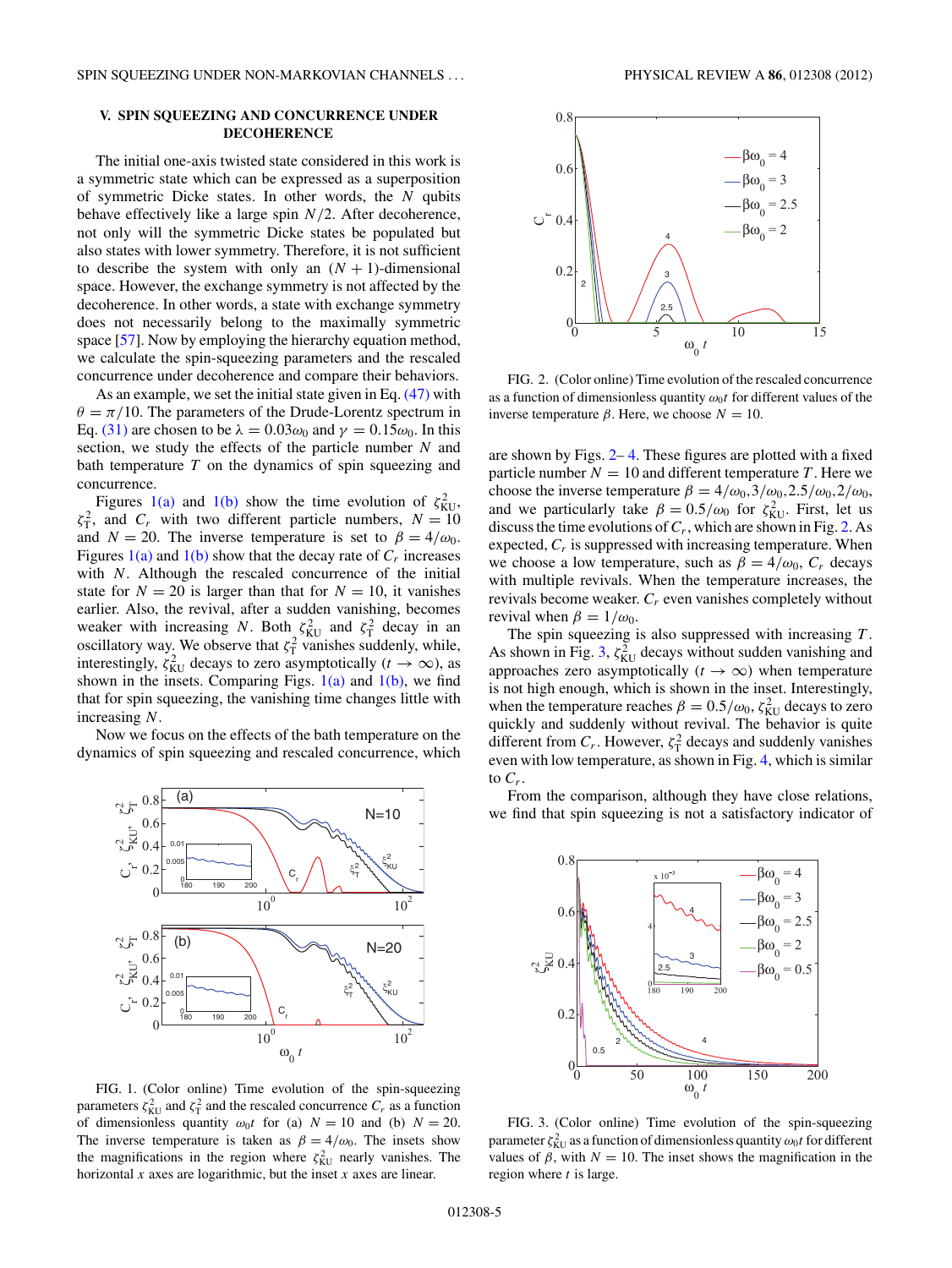## V. SPIN SQUEEZING AND CONCURRENCE UNDER DECOHERENCE

The initial one-axis twisted state considered in this work is a symmetric state which can be expressed as a superposition of symmetric Dicke states. In other words, the $N$ qubits behave effectively like a large spin $N/2$. After decoherence, not only will the symmetric Dicke states be populated but also states with lower symmetry. Therefore, it is not sufficient to describe the system with only an $(N+1)$-dimensional space. However, the exchange symmetry is not affected by the decoherence. In other words, a state with exchange symmetry does not necessarily belong to the maximally symmetric space [57]. Now by employing the hierarchy equation method, we calculate the spin-squeezing parameters and the rescaled concurrence under decoherence and compare their behaviors.

As an example, we set the initial state given in Eq. (47) with $\theta = \pi/10$. The parameters of the Drude-Lorentz spectrum in Eq. (31) are chosen to be $\lambda = 0.03\omega_0$ and $\gamma = 0.15\omega_0$. In this section, we study the effects of the particle number $N$ and bath temperature $T$ on the dynamics of spin squeezing and concurrence.

Figures 1(a) and 1(b) show the time evolution of $\zeta_{\rm KU}^2$, $\zeta_{\rm T}^2$, and $C_r$ with two different particle numbers, $N = 10$ and $N = 20$. The inverse temperature is set to $\beta = 4/\omega_0$. Figures 1(a) and 1(b) show that the decay rate of $C_r$ increases with $N$. Although the rescaled concurrence of the initial state for $N = 20$ is larger than that for $N = 10$, it vanishes earlier. Also, the revival, after a sudden vanishing, becomes weaker with increasing $N$. Both $\zeta_{\rm KU}^2$ and $\zeta_{\rm T}^2$ decay in an oscillatory way. We observe that $\zeta_{\rm T}^2$ vanishes suddenly, while, interestingly, $\zeta_{\rm KU}^2$ decays to zero asymptotically ($t \to \infty$), as shown in the insets. Comparing Figs. 1(a) and 1(b), we find that for spin squeezing, the vanishing time changes little with increasing $N$.

Now we focus on the effects of the bath temperature on the dynamics of spin squeezing and rescaled concurrence, which are shown by Figs. 2– 4. These figures are plotted with a fixed particle number $N = 10$ and different temperature $T$. Here we choose the inverse temperature $\beta = 4/\omega_0, 3/\omega_0, 2.5/\omega_0, 2/\omega_0$, and we particularly take $\beta = 0.5/\omega_0$ for $\zeta_{\rm KU}^2$. First, let us discuss the time evolutions of $C_r$, which are shown in Fig. 2. As expected, $C_r$ is suppressed with increasing temperature. When we choose a low temperature, such as $\beta = 4/\omega_0$, $C_r$ decays with multiple revivals. When the temperature increases, the revivals become weaker. $C_r$ even vanishes completely without revival when $\beta = 1/\omega_0$.

The spin squeezing is also suppressed with increasing $T$. As shown in Fig. 3, $\zeta_{\rm KU}^2$ decays without sudden vanishing and approaches zero asymptotically ($t \to \infty$) when temperature is not high enough, which is shown in the inset. Interestingly, when the temperature reaches $\beta = 0.5/\omega_0$, $\zeta_{\rm KU}^2$ decays to zero quickly and suddenly without revival. The behavior is quite different from $C_r$. However, $\zeta_{\rm T}^2$ decays and suddenly vanishes even with low temperature, as shown in Fig. 4, which is similar to $C_r$.

From the comparison, although they have close relations, we find that spin squeezing is not a satisfactory indicator of

FIG. 1. (Color online) Time evolution of the spin-squeezing parameters $\zeta_{\rm KU}^2$ and $\zeta_{\rm T}^2$ and the rescaled concurrence $C_r$ as a function of dimensionless quantity $\omega_0 t$ for (a) $N = 10$ and (b) $N = 20$. The inverse temperature is taken as $\beta = 4/\omega_0$. The insets show the magnifications in the region where $\zeta_{\rm KU}^2$ nearly vanishes. The horizontal $x$ axes are logarithmic, but the inset $x$ axes are linear.

FIG. 2. (Color online) Time evolution of the rescaled concurrence as a function of dimensionless quantity $\omega_0 t$ for different values of the inverse temperature $\beta$. Here, we choose $N = 10$.

FIG. 3. (Color online) Time evolution of the spin-squeezing parameter $\zeta_{\rm KU}^2$ as a function of dimensionless quantity $\omega_0 t$ for different values of $\beta$, with $N = 10$. The inset shows the magnification in the region where $t$ is large.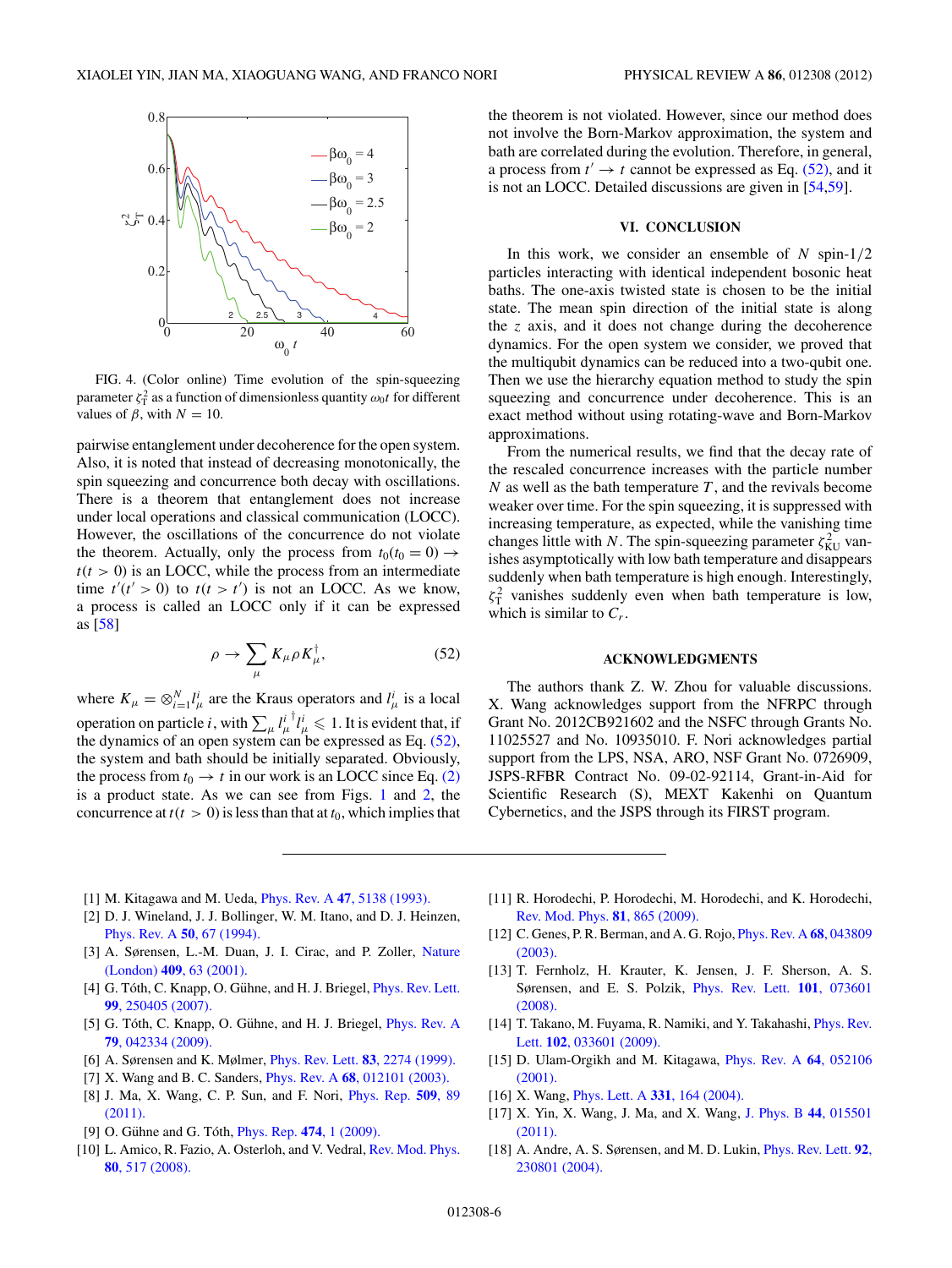FIG. 4. (Color online) Time evolution of the spin-squeezing parameter $\zeta_T^2$ as a function of dimensionless quantity $\omega_0 t$ for different values of $\beta$, with $N = 10$.

pairwise entanglement under decoherence for the open system. Also, it is noted that instead of decreasing monotonically, the spin squeezing and concurrence both decay with oscillations. There is a theorem that entanglement does not increase under local operations and classical communication (LOCC). However, the oscillations of the concurrence do not violate the theorem. Actually, only the process from $t_0(t_0 = 0) \rightarrow t(t > 0)$ is an LOCC, while the process from an intermediate time $t'(t' > 0)$ to $t(t > t')$ is not an LOCC. As we know, a process is called an LOCC only if it can be expressed as [58]

$$\rho \rightarrow \sum_{\mu} K_{\mu} \rho K_{\mu}^{\dagger}, \tag{52}$$

where $K_{\mu} = \otimes_{i=1}^{N} l_{\mu}^{i}$ are the Kraus operators and $l_{\mu}^{i}$ is a local operation on particle $i$, with $\sum_{\mu} l_{\mu}^{i\dagger} l_{\mu}^{i} \leqslant 1$. It is evident that, if the dynamics of an open system can be expressed as Eq. (52), the system and bath should be initially separated. Obviously, the process from $t_0 \rightarrow t$ in our work is an LOCC since Eq. (2) is a product state. As we can see from Figs. 1 and 2, the concurrence at $t(t > 0)$ is less than that at $t_0$, which implies that the theorem is not violated. However, since our method does not involve the Born-Markov approximation, the system and bath are correlated during the evolution. Therefore, in general, a process from $t' \rightarrow t$ cannot be expressed as Eq. (52), and it is not an LOCC. Detailed discussions are given in [54,59].

## VI. CONCLUSION

In this work, we consider an ensemble of $N$ spin-1/2 particles interacting with identical independent bosonic heat baths. The one-axis twisted state is chosen to be the initial state. The mean spin direction of the initial state is along the $z$ axis, and it does not change during the decoherence dynamics. For the open system we consider, we proved that the multiqubit dynamics can be reduced into a two-qubit one. Then we use the hierarchy equation method to study the spin squeezing and concurrence under decoherence. This is an exact method without using rotating-wave and Born-Markov approximations.

From the numerical results, we find that the decay rate of the rescaled concurrence increases with the particle number $N$ as well as the bath temperature $T$, and the revivals become weaker over time. For the spin squeezing, it is suppressed with increasing temperature, as expected, while the vanishing time changes little with $N$. The spin-squeezing parameter $\zeta_{KU}^2$ vanishes asymptotically with low bath temperature and disappears suddenly when bath temperature is high enough. Interestingly, $\zeta_T^2$ vanishes suddenly even when bath temperature is low, which is similar to $C_r$.

## ACKNOWLEDGMENTS

The authors thank Z. W. Zhou for valuable discussions. X. Wang acknowledges support from the NFRPC through Grant No. 2012CB921602 and the NSFC through Grants No. 11025527 and No. 10935010. F. Nori acknowledges partial support from the LPS, NSA, ARO, NSF Grant No. 0726909, JSPS-RFBR Contract No. 09-02-92114, Grant-in-Aid for Scientific Research (S), MEXT Kakenhi on Quantum Cybernetics, and the JSPS through its FIRST program.

---

[1] M. Kitagawa and M. Ueda, Phys. Rev. A **47**, 5138 (1993).
[2] D. J. Wineland, J. J. Bollinger, W. M. Itano, and D. J. Heinzen, Phys. Rev. A **50**, 67 (1994).
[3] A. Sørensen, L.-M. Duan, J. I. Cirac, and P. Zoller, Nature (London) **409**, 63 (2001).
[4] G. Tóth, C. Knapp, O. Gühne, and H. J. Briegel, Phys. Rev. Lett. **99**, 250405 (2007).
[5] G. Tóth, C. Knapp, O. Gühne, and H. J. Briegel, Phys. Rev. A **79**, 042334 (2009).
[6] A. Sørensen and K. Mølmer, Phys. Rev. Lett. **83**, 2274 (1999).
[7] X. Wang and B. C. Sanders, Phys. Rev. A **68**, 012101 (2003).
[8] J. Ma, X. Wang, C. P. Sun, and F. Nori, Phys. Rep. **509**, 89 (2011).
[9] O. Gühne and G. Tóth, Phys. Rep. **474**, 1 (2009).
[10] L. Amico, R. Fazio, A. Osterloh, and V. Vedral, Rev. Mod. Phys. **80**, 517 (2008).
[11] R. Horodechi, P. Horodechi, M. Horodechi, and K. Horodechi, Rev. Mod. Phys. **81**, 865 (2009).
[12] C. Genes, P. R. Berman, and A. G. Rojo, Phys. Rev. A **68**, 043809 (2003).
[13] T. Fernholz, H. Krauter, K. Jensen, J. F. Sherson, A. S. Sørensen, and E. S. Polzik, Phys. Rev. Lett. **101**, 073601 (2008).
[14] T. Takano, M. Fuyama, R. Namiki, and Y. Takahashi, Phys. Rev. Lett. **102**, 033601 (2009).
[15] D. Ulam-Orgikh and M. Kitagawa, Phys. Rev. A **64**, 052106 (2001).
[16] X. Wang, Phys. Lett. A **331**, 164 (2004).
[17] X. Yin, X. Wang, J. Ma, and X. Wang, J. Phys. B **44**, 015501 (2011).
[18] A. Andre, A. S. Sørensen, and M. D. Lukin, Phys. Rev. Lett. **92**, 230801 (2004).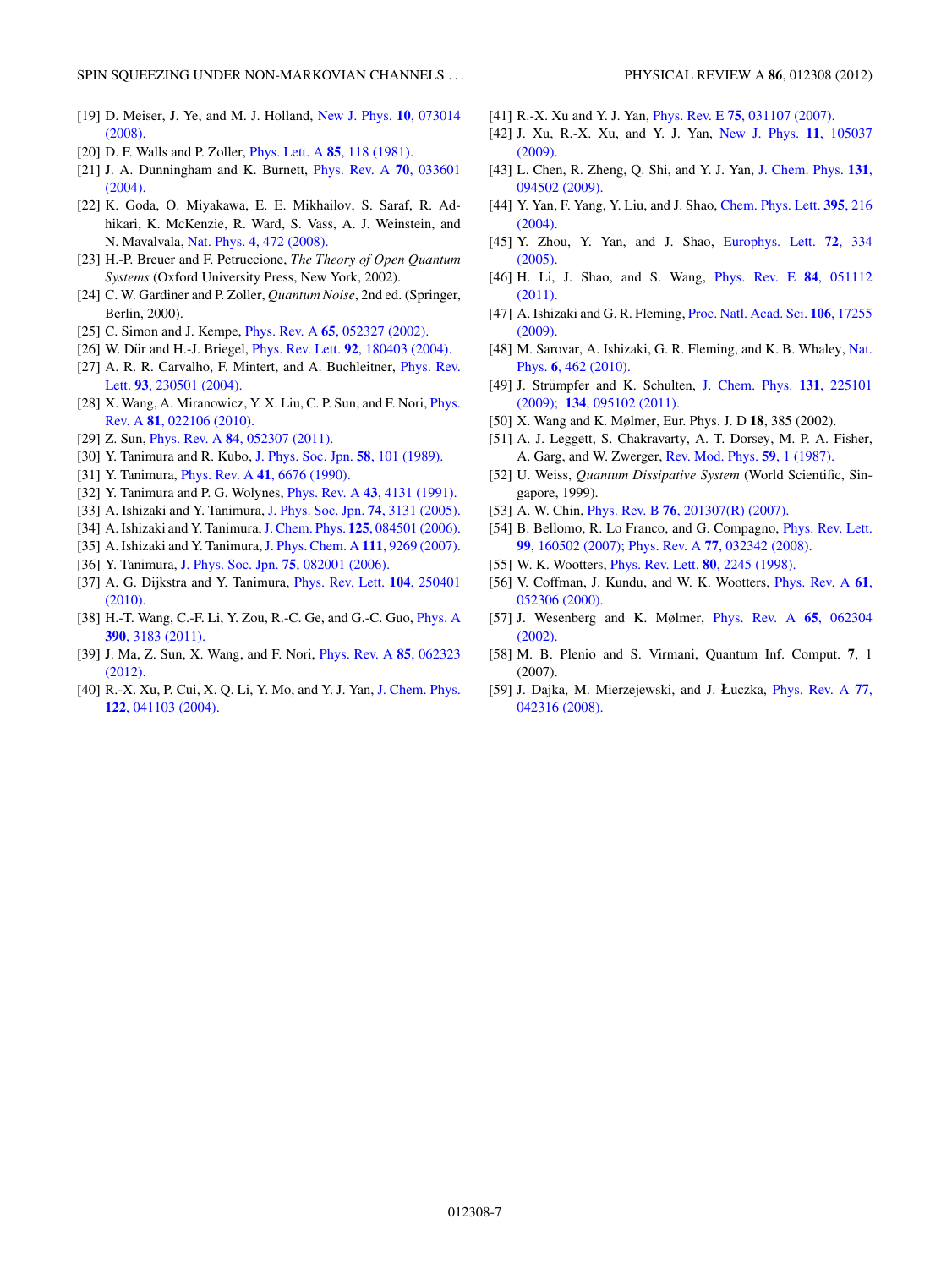[19] D. Meiser, J. Ye, and M. J. Holland, New J. Phys. **10**, 073014 (2008).

[20] D. F. Walls and P. Zoller, Phys. Lett. A **85**, 118 (1981).

[21] J. A. Dunningham and K. Burnett, Phys. Rev. A **70**, 033601 (2004).

[22] K. Goda, O. Miyakawa, E. E. Mikhailov, S. Saraf, R. Adhikari, K. McKenzie, R. Ward, S. Vass, A. J. Weinstein, and N. Mavalvala, Nat. Phys. **4**, 472 (2008).

[23] H.-P. Breuer and F. Petruccione, *The Theory of Open Quantum Systems* (Oxford University Press, New York, 2002).

[24] C. W. Gardiner and P. Zoller, *Quantum Noise*, 2nd ed. (Springer, Berlin, 2000).

[25] C. Simon and J. Kempe, Phys. Rev. A **65**, 052327 (2002).

[26] W. Dür and H.-J. Briegel, Phys. Rev. Lett. **92**, 180403 (2004).

[27] A. R. R. Carvalho, F. Mintert, and A. Buchleitner, Phys. Rev. Lett. **93**, 230501 (2004).

[28] X. Wang, A. Miranowicz, Y. X. Liu, C. P. Sun, and F. Nori, Phys. Rev. A **81**, 022106 (2010).

[29] Z. Sun, Phys. Rev. A **84**, 052307 (2011).

[30] Y. Tanimura and R. Kubo, J. Phys. Soc. Jpn. **58**, 101 (1989).

[31] Y. Tanimura, Phys. Rev. A **41**, 6676 (1990).

[32] Y. Tanimura and P. G. Wolynes, Phys. Rev. A **43**, 4131 (1991).

[33] A. Ishizaki and Y. Tanimura, J. Phys. Soc. Jpn. **74**, 3131 (2005).

[34] A. Ishizaki and Y. Tanimura, J. Chem. Phys. **125**, 084501 (2006).

[35] A. Ishizaki and Y. Tanimura, J. Phys. Chem. A **111**, 9269 (2007).

[36] Y. Tanimura, J. Phys. Soc. Jpn. **75**, 082001 (2006).

[37] A. G. Dijkstra and Y. Tanimura, Phys. Rev. Lett. **104**, 250401 (2010).

[38] H.-T. Wang, C.-F. Li, Y. Zou, R.-C. Ge, and G.-C. Guo, Phys. A **390**, 3183 (2011).

[39] J. Ma, Z. Sun, X. Wang, and F. Nori, Phys. Rev. A **85**, 062323 (2012).

[40] R.-X. Xu, P. Cui, X. Q. Li, Y. Mo, and Y. J. Yan, J. Chem. Phys. **122**, 041103 (2004).

[41] R.-X. Xu and Y. J. Yan, Phys. Rev. E **75**, 031107 (2007).

[42] J. Xu, R.-X. Xu, and Y. J. Yan, New J. Phys. **11**, 105037 (2009).

[43] L. Chen, R. Zheng, Q. Shi, and Y. J. Yan, J. Chem. Phys. **131**, 094502 (2009).

[44] Y. Yan, F. Yang, Y. Liu, and J. Shao, Chem. Phys. Lett. **395**, 216 (2004).

[45] Y. Zhou, Y. Yan, and J. Shao, Europhys. Lett. **72**, 334 (2005).

[46] H. Li, J. Shao, and S. Wang, Phys. Rev. E **84**, 051112 (2011).

[47] A. Ishizaki and G. R. Fleming, Proc. Natl. Acad. Sci. **106**, 17255 (2009).

[48] M. Sarovar, A. Ishizaki, G. R. Fleming, and K. B. Whaley, Nat. Phys. **6**, 462 (2010).

[49] J. Strümpfer and K. Schulten, J. Chem. Phys. **131**, 225101 (2009); **134**, 095102 (2011).

[50] X. Wang and K. Mølmer, Eur. Phys. J. D **18**, 385 (2002).

[51] A. J. Leggett, S. Chakravarty, A. T. Dorsey, M. P. A. Fisher, A. Garg, and W. Zwerger, Rev. Mod. Phys. **59**, 1 (1987).

[52] U. Weiss, *Quantum Dissipative System* (World Scientific, Singapore, 1999).

[53] A. W. Chin, Phys. Rev. B **76**, 201307(R) (2007).

[54] B. Bellomo, R. Lo Franco, and G. Compagno, Phys. Rev. Lett. **99**, 160502 (2007); Phys. Rev. A **77**, 032342 (2008).

[55] W. K. Wootters, Phys. Rev. Lett. **80**, 2245 (1998).

[56] V. Coffman, J. Kundu, and W. K. Wootters, Phys. Rev. A **61**, 052306 (2000).

[57] J. Wesenberg and K. Mølmer, Phys. Rev. A **65**, 062304 (2002).

[58] M. B. Plenio and S. Virmani, Quantum Inf. Comput. **7**, 1 (2007).

[59] J. Dajka, M. Mierzejewski, and J. Łuczka, Phys. Rev. A **77**, 042316 (2008).